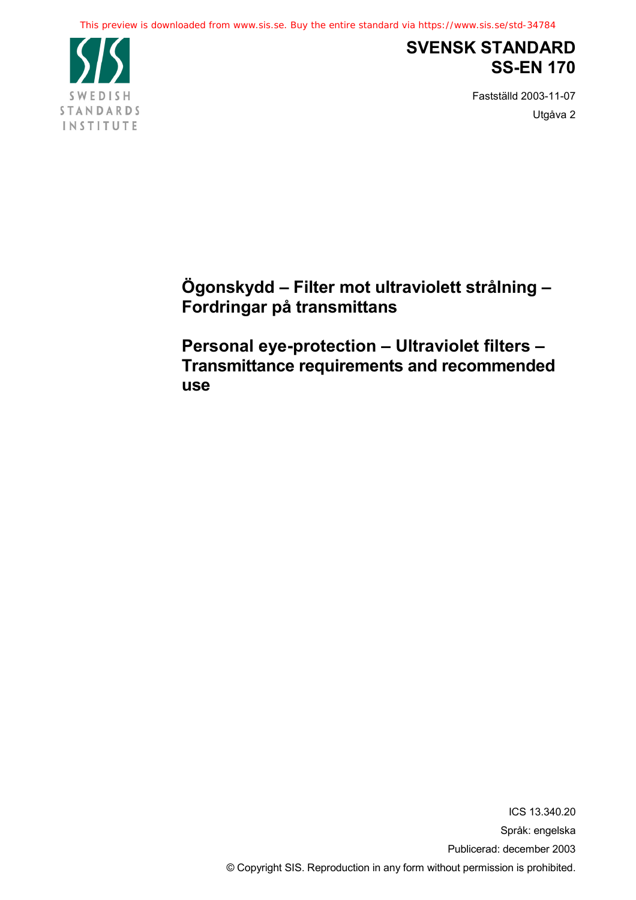This preview is downloaded from www.sis.se. Buy the entire standard via https://www.sis.se/std-34784

SWEDISH STANDARDS INSTITUTE

# SVENSK STANDARD
# SS-EN 170

Fastställd 2003-11-07

Utgåva 2

## Ögonskydd – Filter mot ultraviolett strålning – Fordringar på transmittans

## Personal eye-protection – Ultraviolet filters – Transmittance requirements and recommended use

ICS 13.340.20

Språk: engelska

Publicerad: december 2003

© Copyright SIS. Reproduction in any form without permission is prohibited.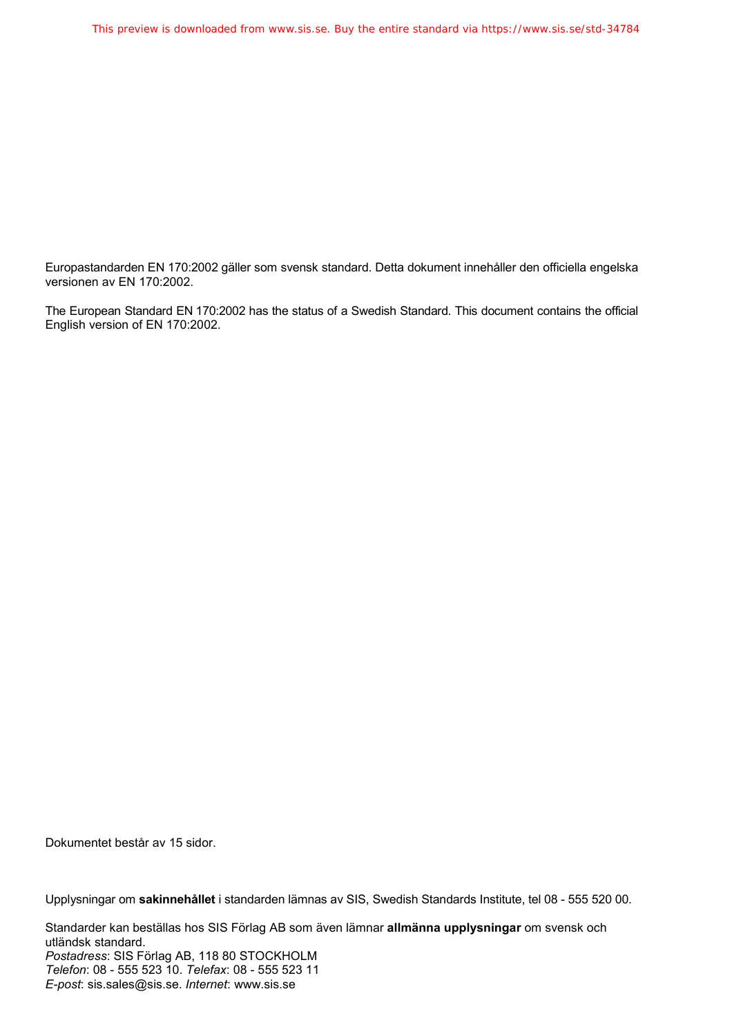Europastandarden EN 170:2002 gäller som svensk standard. Detta dokument innehåller den officiella engelska versionen av EN 170:2002.

The European Standard EN 170:2002 has the status of a Swedish Standard. This document contains the official English version of EN 170:2002.

Dokumentet består av 15 sidor.

Upplysningar om **sakinnehållet** i standarden lämnas av SIS, Swedish Standards Institute, tel 08 - 555 520 00.

Standarder kan beställas hos SIS Förlag AB som även lämnar **allmänna upplysningar** om svensk och utländsk standard.
*Postadress*: SIS Förlag AB, 118 80 STOCKHOLM
*Telefon*: 08 - 555 523 10. *Telefax*: 08 - 555 523 11
*E-post*: sis.sales@sis.se. *Internet*: www.sis.se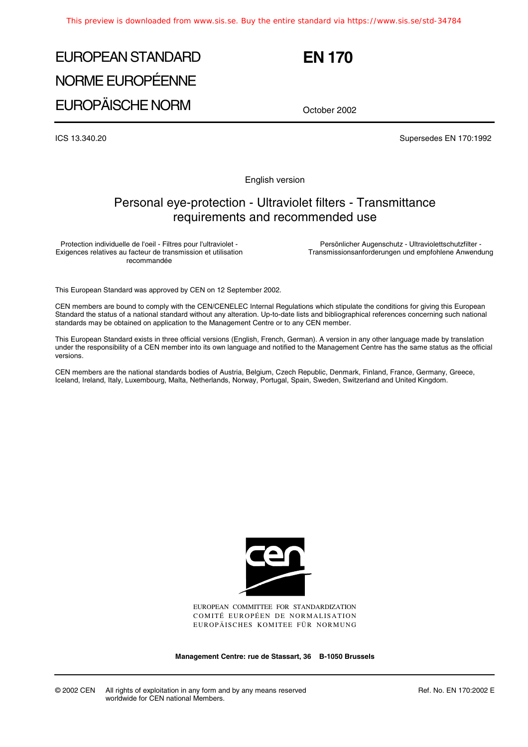# EUROPEAN STANDARD
# NORME EUROPÉENNE
# EUROPÄISCHE NORM

# EN 170

October 2002

ICS 13.340.20

Supersedes EN 170:1992

English version

## Personal eye-protection - Ultraviolet filters - Transmittance requirements and recommended use

Protection individuelle de l'oeil - Filtres pour l'ultraviolet - Exigences relatives au facteur de transmission et utilisation recommandée

Persönlicher Augenschutz - Ultraviolettschutzfilter - Transmissionsanforderungen und empfohlene Anwendung

This European Standard was approved by CEN on 12 September 2002.

CEN members are bound to comply with the CEN/CENELEC Internal Regulations which stipulate the conditions for giving this European Standard the status of a national standard without any alteration. Up-to-date lists and bibliographical references concerning such national standards may be obtained on application to the Management Centre or to any CEN member.

This European Standard exists in three official versions (English, French, German). A version in any other language made by translation under the responsibility of a CEN member into its own language and notified to the Management Centre has the same status as the official versions.

CEN members are the national standards bodies of Austria, Belgium, Czech Republic, Denmark, Finland, France, Germany, Greece, Iceland, Ireland, Italy, Luxembourg, Malta, Netherlands, Norway, Portugal, Spain, Sweden, Switzerland and United Kingdom.

EUROPEAN COMMITTEE FOR STANDARDIZATION
COMITÉ EUROPÉEN DE NORMALISATION
EUROPÄISCHES KOMITEE FÜR NORMUNG

**Management Centre: rue de Stassart, 36 B-1050 Brussels**

© 2002 CEN All rights of exploitation in any form and by any means reserved worldwide for CEN national Members.

Ref. No. EN 170:2002 E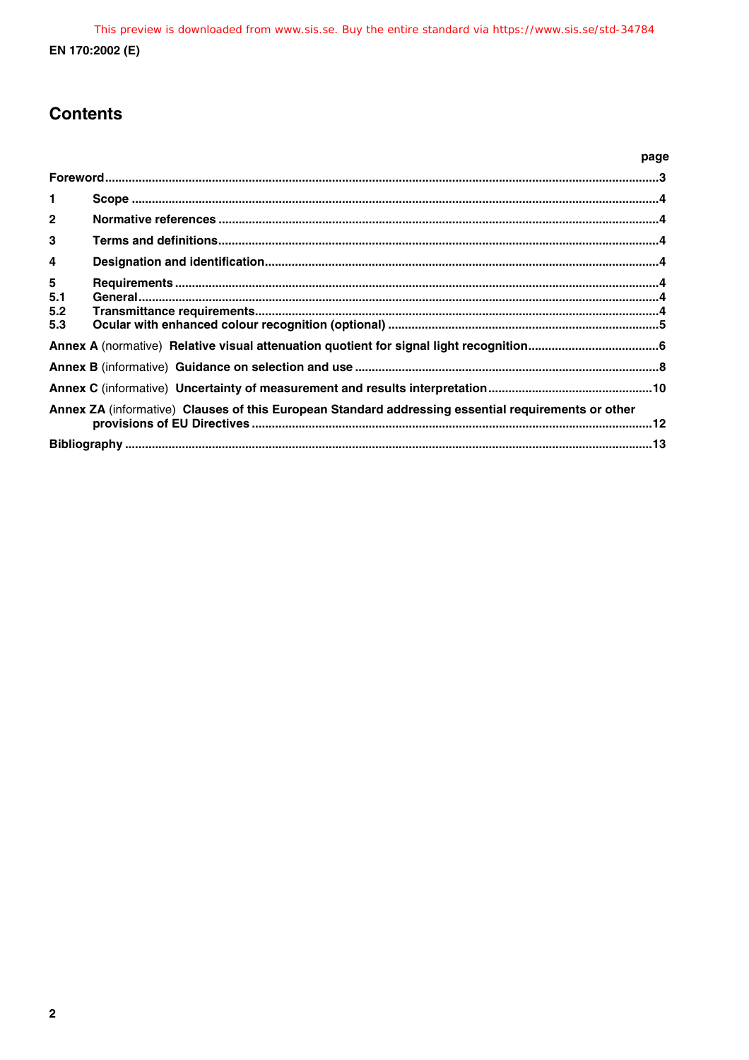# Contents

| | page |
|---|---|
| **Foreword** | **3** |
| **1 Scope** | **4** |
| **2 Normative references** | **4** |
| **3 Terms and definitions** | **4** |
| **4 Designation and identification** | **4** |
| **5 Requirements** | **4** |
| **5.1 General** | **4** |
| **5.2 Transmittance requirements** | **4** |
| **5.3 Ocular with enhanced colour recognition (optional)** | **5** |
| **Annex A** (normative) **Relative visual attenuation quotient for signal light recognition** | **6** |
| **Annex B** (informative) **Guidance on selection and use** | **8** |
| **Annex C** (informative) **Uncertainty of measurement and results interpretation** | **10** |
| **Annex ZA** (informative) **Clauses of this European Standard addressing essential requirements or other provisions of EU Directives** | **12** |
| **Bibliography** | **13** |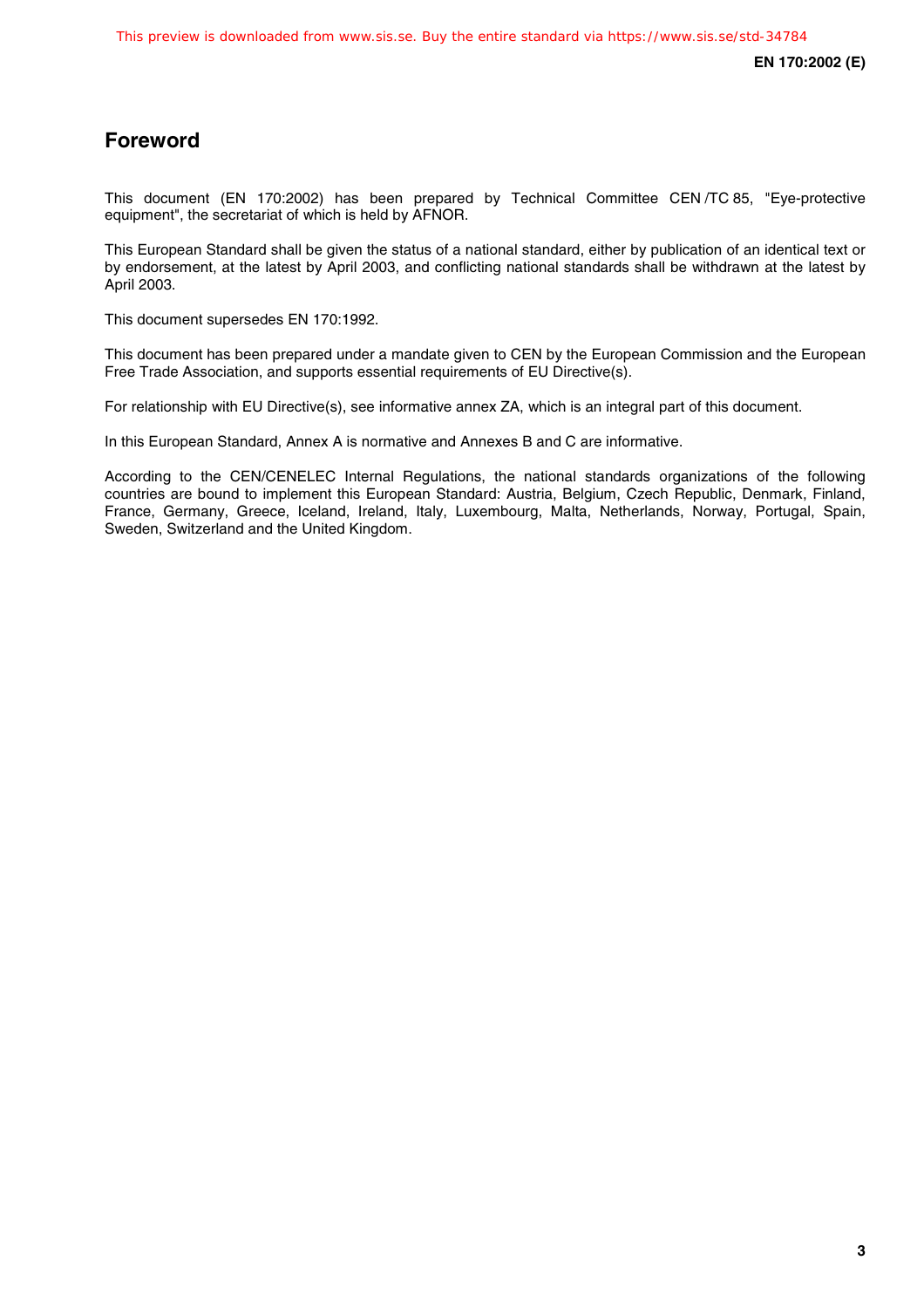## Foreword

This document (EN 170:2002) has been prepared by Technical Committee CEN /TC 85, "Eye-protective equipment", the secretariat of which is held by AFNOR.

This European Standard shall be given the status of a national standard, either by publication of an identical text or by endorsement, at the latest by April 2003, and conflicting national standards shall be withdrawn at the latest by April 2003.

This document supersedes EN 170:1992.

This document has been prepared under a mandate given to CEN by the European Commission and the European Free Trade Association, and supports essential requirements of EU Directive(s).

For relationship with EU Directive(s), see informative annex ZA, which is an integral part of this document.

In this European Standard, Annex A is normative and Annexes B and C are informative.

According to the CEN/CENELEC Internal Regulations, the national standards organizations of the following countries are bound to implement this European Standard: Austria, Belgium, Czech Republic, Denmark, Finland, France, Germany, Greece, Iceland, Ireland, Italy, Luxembourg, Malta, Netherlands, Norway, Portugal, Spain, Sweden, Switzerland and the United Kingdom.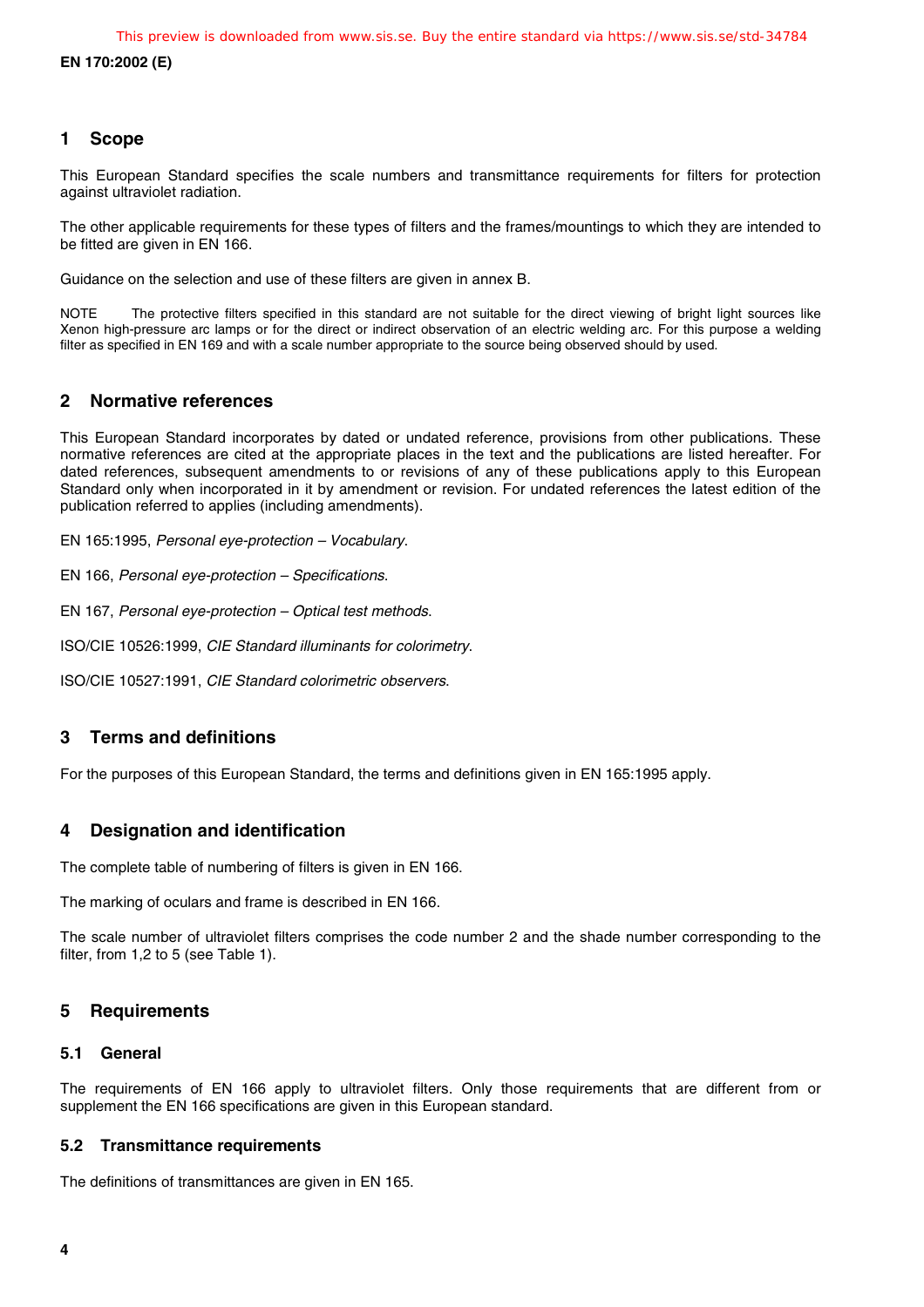## 1 Scope

This European Standard specifies the scale numbers and transmittance requirements for filters for protection against ultraviolet radiation.

The other applicable requirements for these types of filters and the frames/mountings to which they are intended to be fitted are given in EN 166.

Guidance on the selection and use of these filters are given in annex B.

NOTE The protective filters specified in this standard are not suitable for the direct viewing of bright light sources like Xenon high-pressure arc lamps or for the direct or indirect observation of an electric welding arc. For this purpose a welding filter as specified in EN 169 and with a scale number appropriate to the source being observed should by used.

## 2 Normative references

This European Standard incorporates by dated or undated reference, provisions from other publications. These normative references are cited at the appropriate places in the text and the publications are listed hereafter. For dated references, subsequent amendments to or revisions of any of these publications apply to this European Standard only when incorporated in it by amendment or revision. For undated references the latest edition of the publication referred to applies (including amendments).

EN 165:1995, *Personal eye-protection – Vocabulary*.

EN 166, *Personal eye-protection – Specifications*.

EN 167, *Personal eye-protection – Optical test methods*.

ISO/CIE 10526:1999, *CIE Standard illuminants for colorimetry*.

ISO/CIE 10527:1991, *CIE Standard colorimetric observers*.

## 3 Terms and definitions

For the purposes of this European Standard, the terms and definitions given in EN 165:1995 apply.

## 4 Designation and identification

The complete table of numbering of filters is given in EN 166.

The marking of oculars and frame is described in EN 166.

The scale number of ultraviolet filters comprises the code number 2 and the shade number corresponding to the filter, from 1,2 to 5 (see Table 1).

## 5 Requirements

### 5.1 General

The requirements of EN 166 apply to ultraviolet filters. Only those requirements that are different from or supplement the EN 166 specifications are given in this European standard.

### 5.2 Transmittance requirements

The definitions of transmittances are given in EN 165.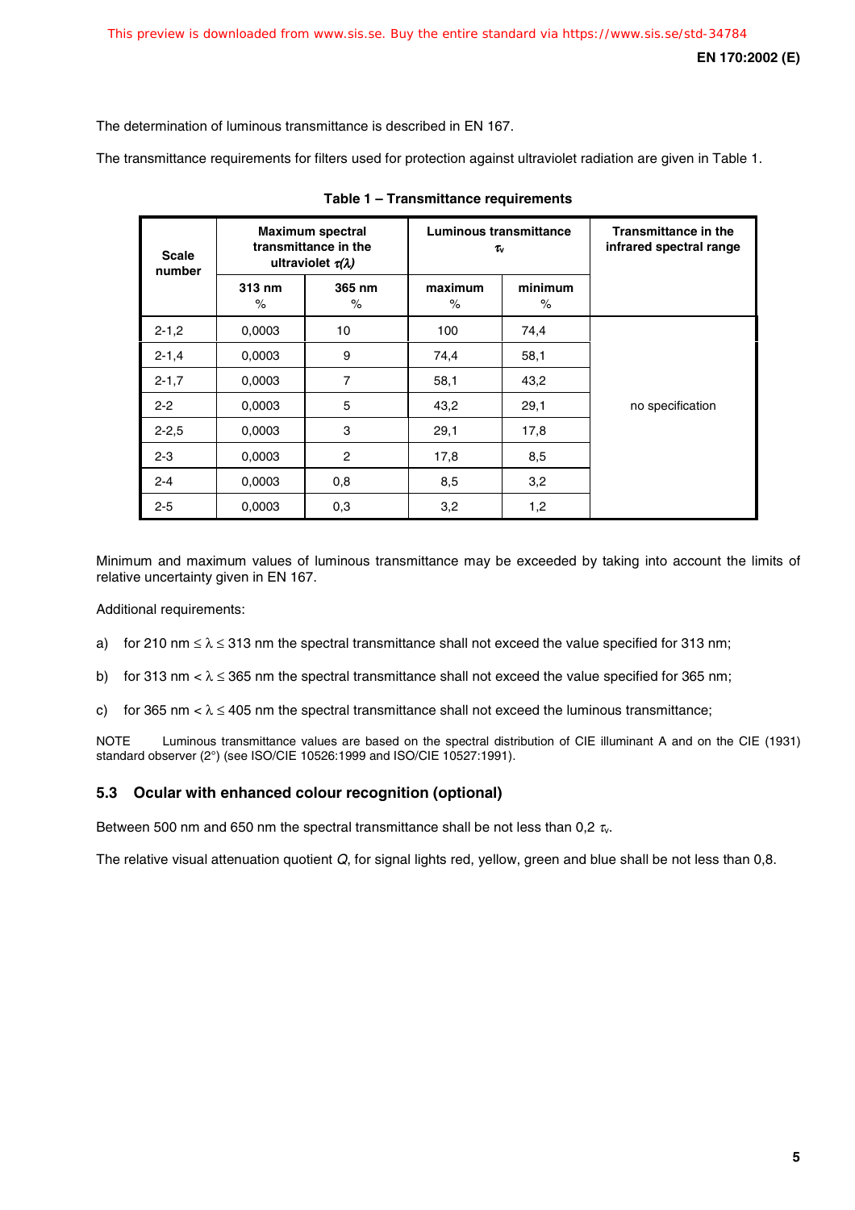The determination of luminous transmittance is described in EN 167.

The transmittance requirements for filters used for protection against ultraviolet radiation are given in Table 1.

**Table 1 – Transmittance requirements**

| Scale number | Maximum spectral transmittance in the ultraviolet $\tau(\lambda)$ | | Luminous transmittance $\tau_v$ | | Transmittance in the infrared spectral range |
|---|---|---|---|---|---|
| | 313 nm % | 365 nm % | maximum % | minimum % | |
| 2-1,2 | 0,0003 | 10 | 100 | 74,4 | no specification |
| 2-1,4 | 0,0003 | 9 | 74,4 | 58,1 | |
| 2-1,7 | 0,0003 | 7 | 58,1 | 43,2 | |
| 2-2 | 0,0003 | 5 | 43,2 | 29,1 | |
| 2-2,5 | 0,0003 | 3 | 29,1 | 17,8 | |
| 2-3 | 0,0003 | 2 | 17,8 | 8,5 | |
| 2-4 | 0,0003 | 0,8 | 8,5 | 3,2 | |
| 2-5 | 0,0003 | 0,3 | 3,2 | 1,2 | |

Minimum and maximum values of luminous transmittance may be exceeded by taking into account the limits of relative uncertainty given in EN 167.

Additional requirements:

a) for 210 nm $\leq \lambda \leq$ 313 nm the spectral transmittance shall not exceed the value specified for 313 nm;

b) for 313 nm $< \lambda \leq$ 365 nm the spectral transmittance shall not exceed the value specified for 365 nm;

c) for 365 nm $< \lambda \leq$ 405 nm the spectral transmittance shall not exceed the luminous transmittance;

NOTE Luminous transmittance values are based on the spectral distribution of CIE illuminant A and on the CIE (1931) standard observer (2°) (see ISO/CIE 10526:1999 and ISO/CIE 10527:1991).

### 5.3 Ocular with enhanced colour recognition (optional)

Between 500 nm and 650 nm the spectral transmittance shall be not less than 0,2 $\tau_v$.

The relative visual attenuation quotient $Q$, for signal lights red, yellow, green and blue shall be not less than 0,8.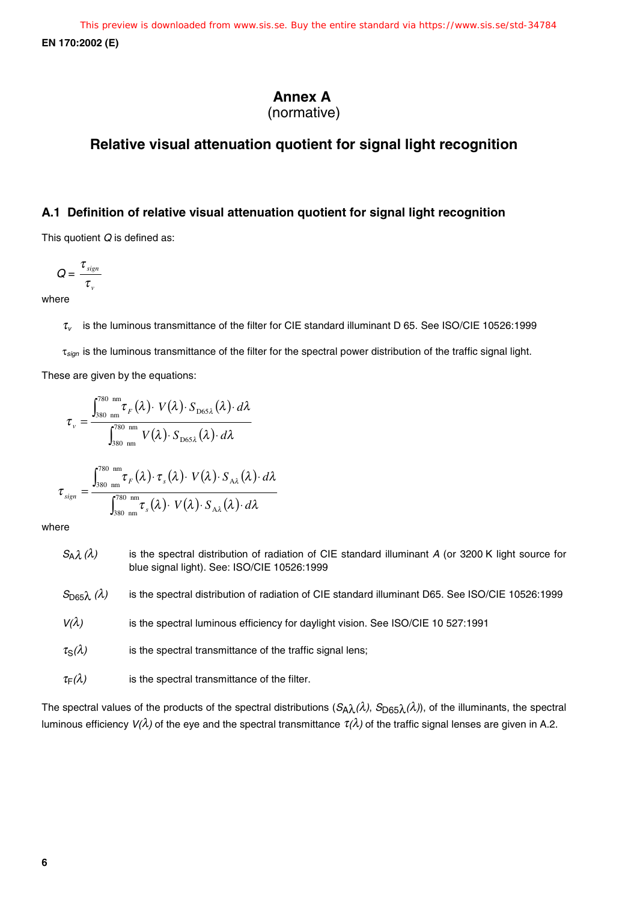# Annex A
(normative)

## Relative visual attenuation quotient for signal light recognition

### A.1 Definition of relative visual attenuation quotient for signal light recognition

This quotient $Q$ is defined as:

$$Q = \frac{\tau_{sign}}{\tau_v}$$

where

$\tau_v$ is the luminous transmittance of the filter for CIE standard illuminant D 65. See ISO/CIE 10526:1999

$\tau_{sign}$ is the luminous transmittance of the filter for the spectral power distribution of the traffic signal light.

These are given by the equations:

$$\tau_v = \frac{\int_{380\ \text{nm}}^{780\ \text{nm}} \tau_F(\lambda) \cdot V(\lambda) \cdot S_{\text{D65}\lambda}(\lambda) \cdot d\lambda}{\int_{380\ \text{nm}}^{780\ \text{nm}} V(\lambda) \cdot S_{\text{D65}\lambda}(\lambda) \cdot d\lambda}$$

$$\tau_{sign} = \frac{\int_{380\ \text{nm}}^{780\ \text{nm}} \tau_F(\lambda) \cdot \tau_s(\lambda) \cdot V(\lambda) \cdot S_{\text{A}\lambda}(\lambda) \cdot d\lambda}{\int_{380\ \text{nm}}^{780\ \text{nm}} \tau_s(\lambda) \cdot V(\lambda) \cdot S_{\text{A}\lambda}(\lambda) \cdot d\lambda}$$

where

- $S_{\text{A}\lambda}(\lambda)$ is the spectral distribution of radiation of CIE standard illuminant *A* (or 3200 K light source for blue signal light). See: ISO/CIE 10526:1999
- $S_{\text{D65}\lambda}(\lambda)$ is the spectral distribution of radiation of CIE standard illuminant D65. See ISO/CIE 10526:1999
- $V(\lambda)$ is the spectral luminous efficiency for daylight vision. See ISO/CIE 10 527:1991
- $\tau_{\text{S}}(\lambda)$ is the spectral transmittance of the traffic signal lens;
- $\tau_{\text{F}}(\lambda)$ is the spectral transmittance of the filter.

The spectral values of the products of the spectral distributions ($S_{\text{A}\lambda}(\lambda)$, $S_{\text{D65}\lambda}(\lambda)$), of the illuminants, the spectral luminous efficiency $V(\lambda)$ of the eye and the spectral transmittance $\tau(\lambda)$ of the traffic signal lenses are given in A.2.